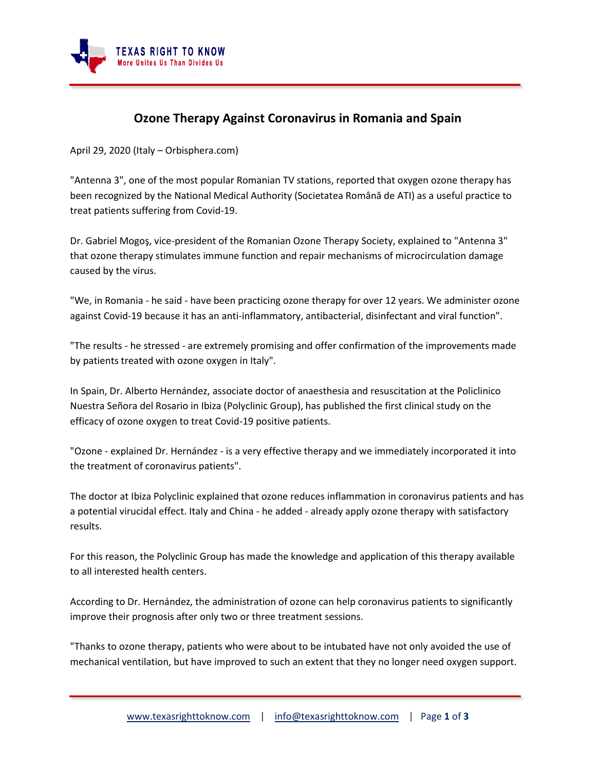# Ozone Therapy Against Coronavirus in Romania and Spain

April 29, 2020 (Italy – Orbisphera.com)

"Antenna 3", one of the most popular Romanian TV stations, reported that oxygen ozone therapy has been recognized by the National Medical Authority (Societatea Română de ATI) as a useful practice to treat patients suffering from Covid-19.

Dr. Gabriel Mogoş, vice-president of the Romanian Ozone Therapy Society, explained to "Antenna 3" that ozone therapy stimulates immune function and repair mechanisms of microcirculation damage caused by the virus.

"We, in Romania - he said - have been practicing ozone therapy for over 12 years. We administer ozone against Covid-19 because it has an anti-inflammatory, antibacterial, disinfectant and viral function".

"The results - he stressed - are extremely promising and offer confirmation of the improvements made by patients treated with ozone oxygen in Italy".

In Spain, Dr. Alberto Hernández, associate doctor of anaesthesia and resuscitation at the Policlinico Nuestra Señora del Rosario in Ibiza (Polyclinic Group), has published the first clinical study on the efficacy of ozone oxygen to treat Covid-19 positive patients.

"Ozone - explained Dr. Hernández - is a very effective therapy and we immediately incorporated it into the treatment of coronavirus patients".

The doctor at Ibiza Polyclinic explained that ozone reduces inflammation in coronavirus patients and has a potential virucidal effect. Italy and China - he added - already apply ozone therapy with satisfactory results.

For this reason, the Polyclinic Group has made the knowledge and application of this therapy available to all interested health centers.

According to Dr. Hernández, the administration of ozone can help coronavirus patients to significantly improve their prognosis after only two or three treatment sessions.

"Thanks to ozone therapy, patients who were about to be intubated have not only avoided the use of mechanical ventilation, but have improved to such an extent that they no longer need oxygen support.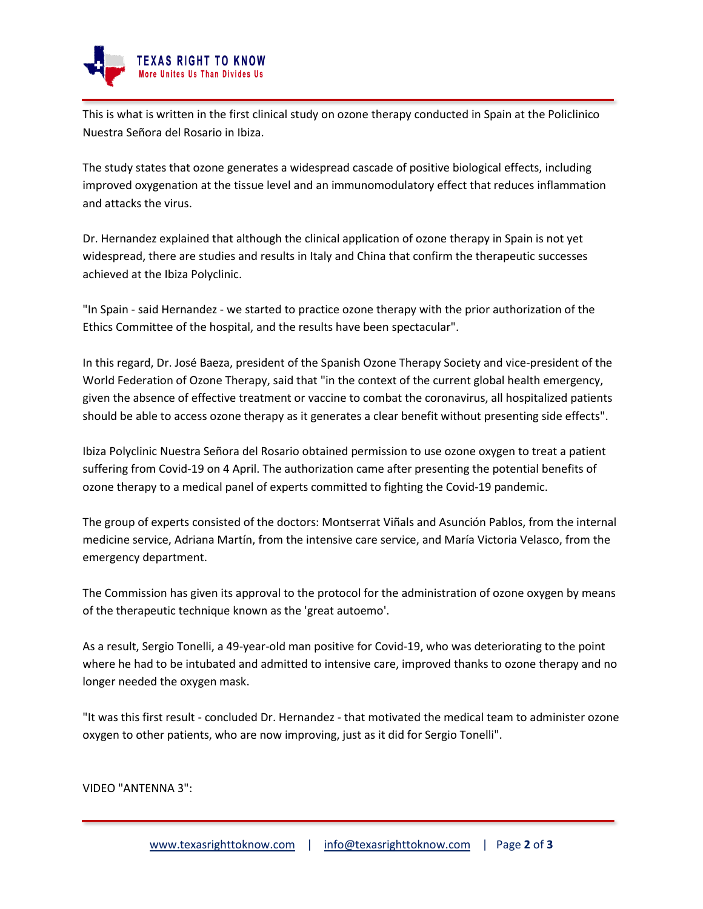This is what is written in the first clinical study on ozone therapy conducted in Spain at the Policlinico Nuestra Señora del Rosario in Ibiza.

The study states that ozone generates a widespread cascade of positive biological effects, including improved oxygenation at the tissue level and an immunomodulatory effect that reduces inflammation and attacks the virus.

Dr. Hernandez explained that although the clinical application of ozone therapy in Spain is not yet widespread, there are studies and results in Italy and China that confirm the therapeutic successes achieved at the Ibiza Polyclinic.

"In Spain - said Hernandez - we started to practice ozone therapy with the prior authorization of the Ethics Committee of the hospital, and the results have been spectacular".

In this regard, Dr. José Baeza, president of the Spanish Ozone Therapy Society and vice-president of the World Federation of Ozone Therapy, said that "in the context of the current global health emergency, given the absence of effective treatment or vaccine to combat the coronavirus, all hospitalized patients should be able to access ozone therapy as it generates a clear benefit without presenting side effects".

Ibiza Polyclinic Nuestra Señora del Rosario obtained permission to use ozone oxygen to treat a patient suffering from Covid-19 on 4 April. The authorization came after presenting the potential benefits of ozone therapy to a medical panel of experts committed to fighting the Covid-19 pandemic.

The group of experts consisted of the doctors: Montserrat Viñals and Asunción Pablos, from the internal medicine service, Adriana Martín, from the intensive care service, and María Victoria Velasco, from the emergency department.

The Commission has given its approval to the protocol for the administration of ozone oxygen by means of the therapeutic technique known as the 'great autoemo'.

As a result, Sergio Tonelli, a 49-year-old man positive for Covid-19, who was deteriorating to the point where he had to be intubated and admitted to intensive care, improved thanks to ozone therapy and no longer needed the oxygen mask.

"It was this first result - concluded Dr. Hernandez - that motivated the medical team to administer ozone oxygen to other patients, who are now improving, just as it did for Sergio Tonelli".

VIDEO "ANTENNA 3":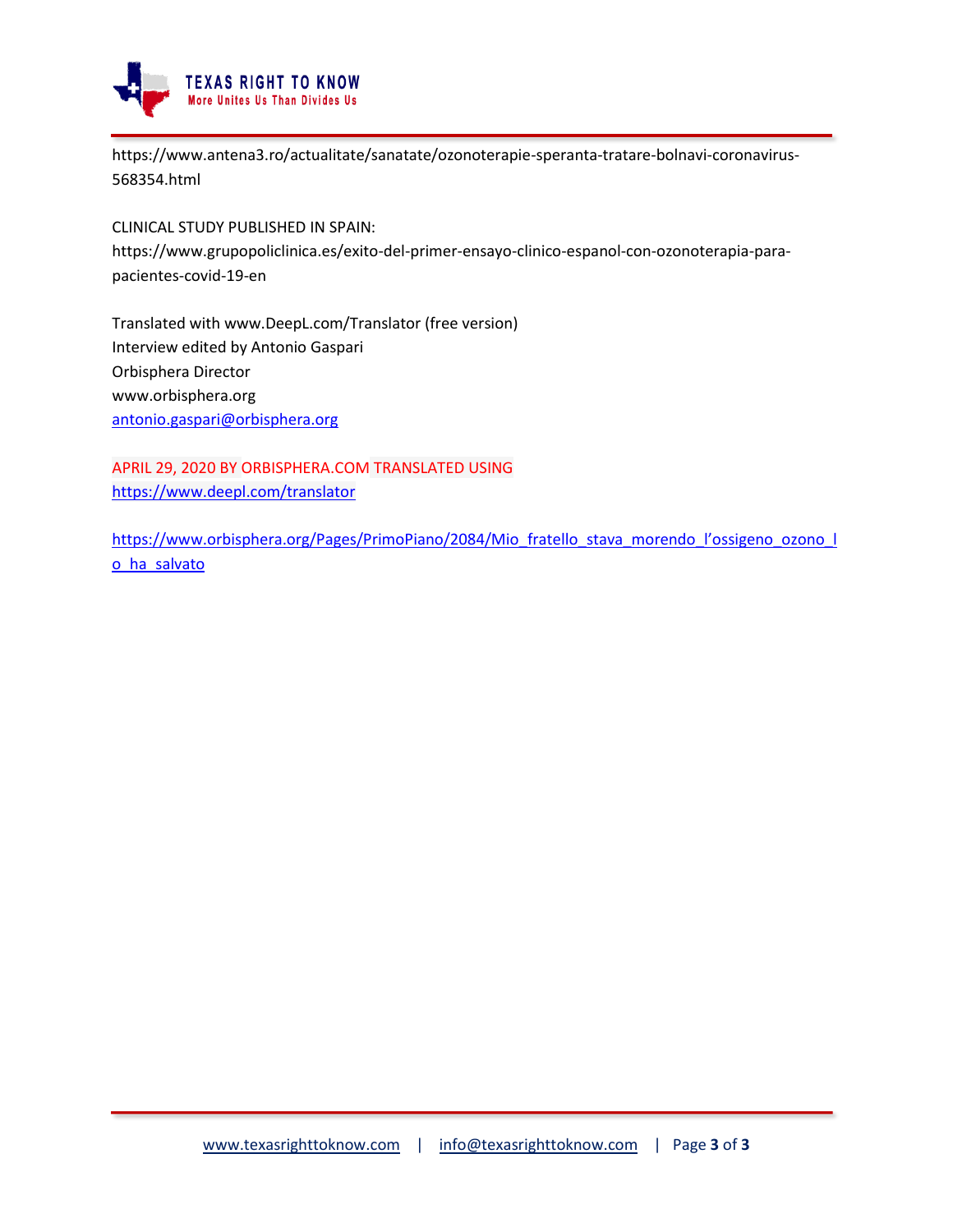https://www.antena3.ro/actualitate/sanatate/ozonoterapie-speranta-tratare-bolnavi-coronavirus-568354.html

CLINICAL STUDY PUBLISHED IN SPAIN:
https://www.grupopoliclinica.es/exito-del-primer-ensayo-clinico-espanol-con-ozonoterapia-para-pacientes-covid-19-en

Translated with www.DeepL.com/Translator (free version)
Interview edited by Antonio Gaspari
Orbisphera Director
www.orbisphera.org
antonio.gaspari@orbisphera.org

APRIL 29, 2020 BY ORBISPHERA.COM TRANSLATED USING
https://www.deepl.com/translator

https://www.orbisphera.org/Pages/PrimoPiano/2084/Mio_fratello_stava_morendo_l'ossigeno_ozono_lo_ha_salvato